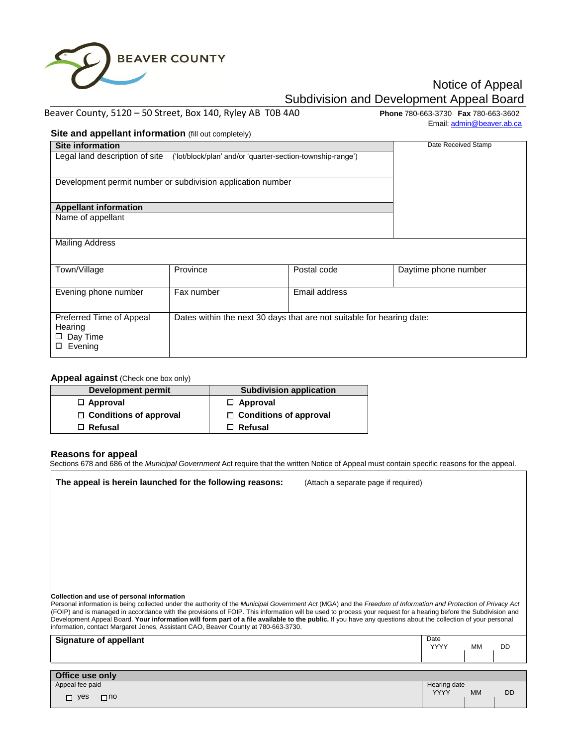BEAVER COUNTY

# Notice of Appeal
## Subdivision and Development Appeal Board

Beaver County, 5120 – 50 Street, Box 140, Ryley AB T0B 4A0 **Phone** 780-663-3730 **Fax** 780-663-3602
Email: admin@beaver.ab.ca

### Site and appellant information (fill out completely)

| **Site information** | | | Date Received Stamp |
|---|---|---|---|
| Legal land description of site ('lot/block/plan' and/or 'quarter-section-township-range') | | | |
| Development permit number or subdivision application number | | | |
| **Appellant information** | | | |
| Name of appellant | | | |
| Mailing Address | | | |
| Town/Village | Province | Postal code | Daytime phone number |
| Evening phone number | Fax number | Email address | |
| Preferred Time of Appeal Hearing<br>☐ Day Time<br>☐ Evening | Dates within the next 30 days that are not suitable for hearing date: | | |

### Appeal against (Check one box only)

| Development permit | Subdivision application |
|---|---|
| ☐ **Approval** | ☐ **Approval** |
| ☐ **Conditions of approval** | ☐ **Conditions of approval** |
| ☐ **Refusal** | ☐ **Refusal** |

### Reasons for appeal

Sections 678 and 686 of the *Municipal Government* Act require that the written Notice of Appeal must contain specific reasons for the appeal.

**The appeal is herein launched for the following reasons:** (Attach a separate page if required)

**Collection and use of personal information**
Personal information is being collected under the authority of the *Municipal Government Act* (MGA) and the *Freedom of Information and Protection of Privacy Act* (FOIP) and is managed in accordance with the provisions of FOIP. This information will be used to process your request for a hearing before the Subdivision and Development Appeal Board. **Your information will form part of a file available to the public.** If you have any questions about the collection of your personal information, contact Margaret Jones, Assistant CAO, Beaver County at 780-663-3730.

| **Signature of appellant** | Date<br>YYYY MM DD |
|---|---|
| | |

| **Office use only** | |
|---|---|
| Appeal fee paid<br>☐ yes ☐ no | Hearing date<br>YYYY MM DD |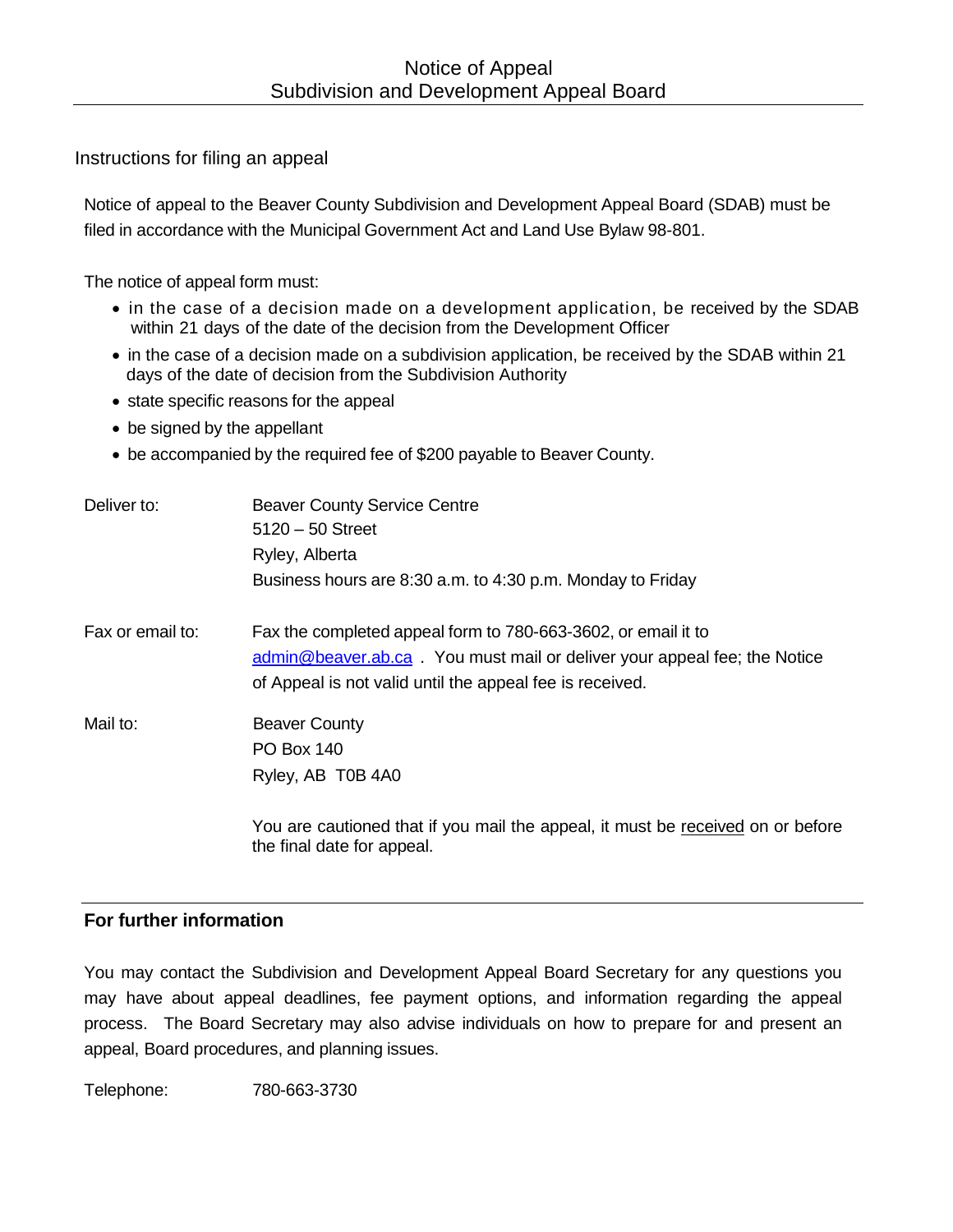# Notice of Appeal
# Subdivision and Development Appeal Board

## Instructions for filing an appeal

Notice of appeal to the Beaver County Subdivision and Development Appeal Board (SDAB) must be filed in accordance with the Municipal Government Act and Land Use Bylaw 98-801.

The notice of appeal form must:

- in the case of a decision made on a development application, be received by the SDAB within 21 days of the date of the decision from the Development Officer
- in the case of a decision made on a subdivision application, be received by the SDAB within 21 days of the date of decision from the Subdivision Authority
- state specific reasons for the appeal
- be signed by the appellant
- be accompanied by the required fee of $200 payable to Beaver County.

| | |
|---|---|
| Deliver to: | Beaver County Service Centre<br>5120 – 50 Street<br>Ryley, Alberta<br>Business hours are 8:30 a.m. to 4:30 p.m. Monday to Friday |
| Fax or email to: | Fax the completed appeal form to 780-663-3602, or email it to admin@beaver.ab.ca . You must mail or deliver your appeal fee; the Notice of Appeal is not valid until the appeal fee is received. |
| Mail to: | Beaver County<br>PO Box 140<br>Ryley, AB T0B 4A0<br><br>You are cautioned that if you mail the appeal, it must be received on or before the final date for appeal. |

## For further information

You may contact the Subdivision and Development Appeal Board Secretary for any questions you may have about appeal deadlines, fee payment options, and information regarding the appeal process. The Board Secretary may also advise individuals on how to prepare for and present an appeal, Board procedures, and planning issues.

Telephone: 780-663-3730